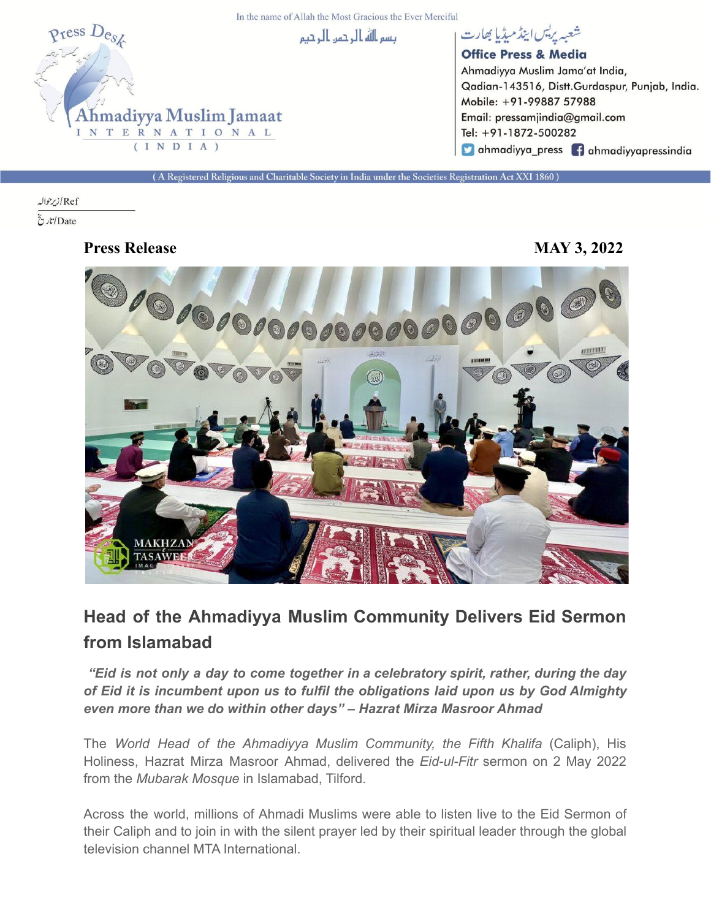In the name of Allah the Most Gracious the Ever Merciful

بسم اللہ الرحمن الرحیم

Press Desk
Ahmadiyya Muslim Jamaat
INTERNATIONAL
(INDIA)

شعبہ پریس اینڈ میڈیا بھارت

**Office Press & Media**
Ahmadiyya Muslim Jama'at India,
Qadian-143516, Distt.Gurdaspur, Punjab, India.
Mobile: +91-99887 57988
Email: pressamjindia@gmail.com
Tel: +91-1872-500282
ahmadiyya_press ahmadiyyapressindia

(A Registered Religious and Charitable Society in India under the Societies Registration Act XXI 1860)

Ref/ازرحوالہ

Date/تاریخ

**Press Release** **MAY 3, 2022**

## Head of the Ahmadiyya Muslim Community Delivers Eid Sermon from Islamabad

***"Eid is not only a day to come together in a celebratory spirit, rather, during the day of Eid it is incumbent upon us to fulfil the obligations laid upon us by God Almighty even more than we do within other days" – Hazrat Mirza Masroor Ahmad***

The *World Head of the Ahmadiyya Muslim Community, the Fifth Khalifa* (Caliph), His Holiness, Hazrat Mirza Masroor Ahmad, delivered the *Eid-ul-Fitr* sermon on 2 May 2022 from the *Mubarak Mosque* in Islamabad, Tilford.

Across the world, millions of Ahmadi Muslims were able to listen live to the Eid Sermon of their Caliph and to join in with the silent prayer led by their spiritual leader through the global television channel MTA International.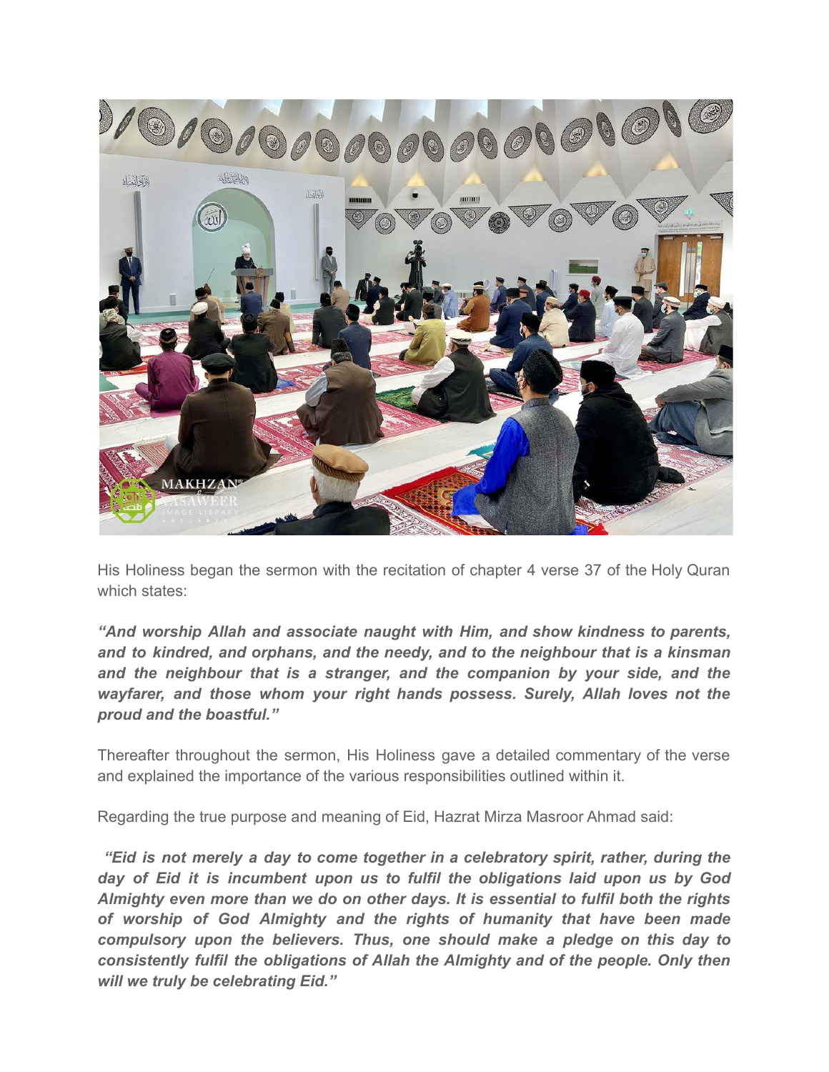His Holiness began the sermon with the recitation of chapter 4 verse 37 of the Holy Quran which states:

***"And worship Allah and associate naught with Him, and show kindness to parents, and to kindred, and orphans, and the needy, and to the neighbour that is a kinsman and the neighbour that is a stranger, and the companion by your side, and the wayfarer, and those whom your right hands possess. Surely, Allah loves not the proud and the boastful."***

Thereafter throughout the sermon, His Holiness gave a detailed commentary of the verse and explained the importance of the various responsibilities outlined within it.

Regarding the true purpose and meaning of Eid, Hazrat Mirza Masroor Ahmad said:

***"Eid is not merely a day to come together in a celebratory spirit, rather, during the day of Eid it is incumbent upon us to fulfil the obligations laid upon us by God Almighty even more than we do on other days. It is essential to fulfil both the rights of worship of God Almighty and the rights of humanity that have been made compulsory upon the believers. Thus, one should make a pledge on this day to consistently fulfil the obligations of Allah the Almighty and of the people. Only then will we truly be celebrating Eid."***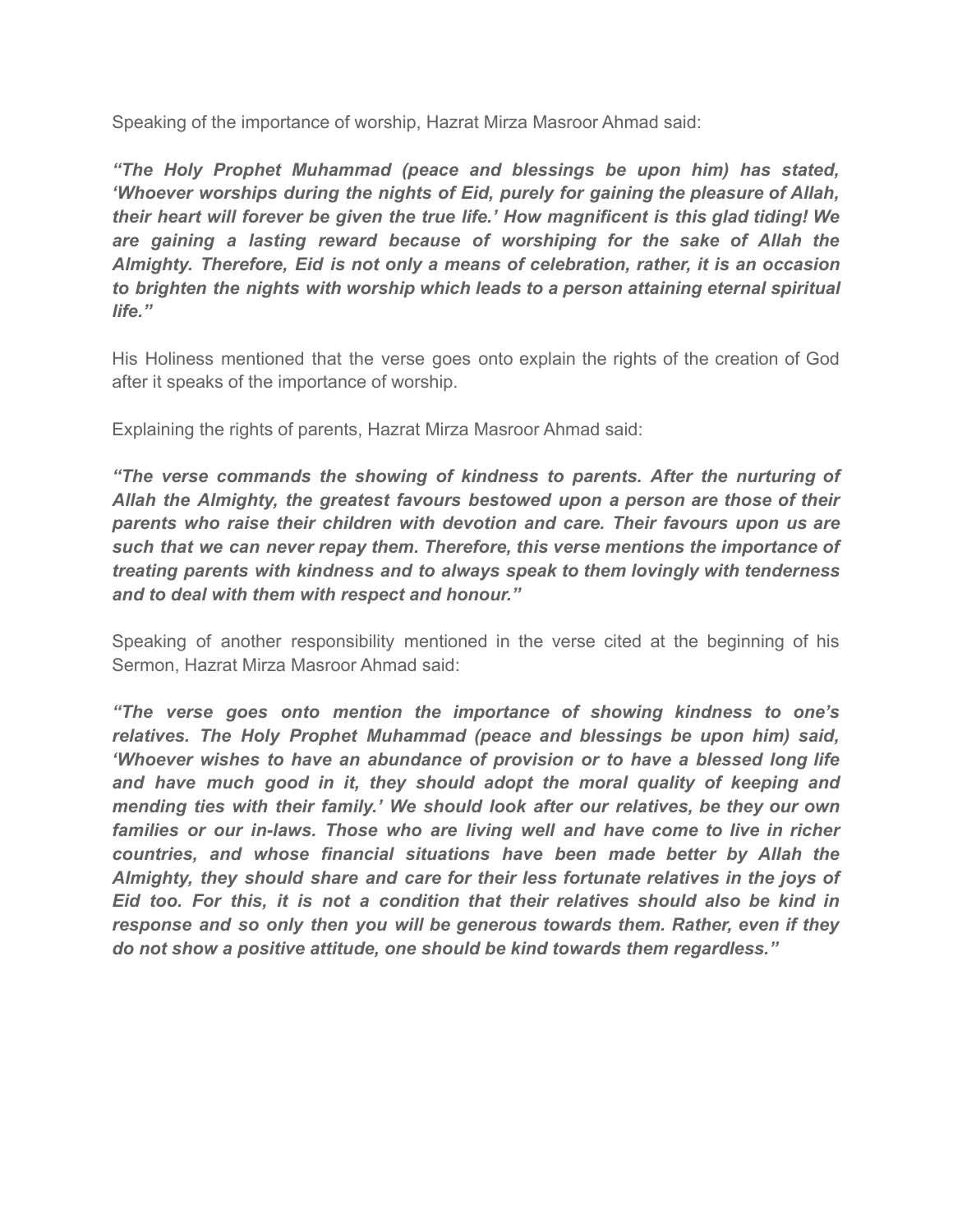Speaking of the importance of worship, Hazrat Mirza Masroor Ahmad said:

***"The Holy Prophet Muhammad (peace and blessings be upon him) has stated, 'Whoever worships during the nights of Eid, purely for gaining the pleasure of Allah, their heart will forever be given the true life.' How magnificent is this glad tiding! We are gaining a lasting reward because of worshiping for the sake of Allah the Almighty. Therefore, Eid is not only a means of celebration, rather, it is an occasion to brighten the nights with worship which leads to a person attaining eternal spiritual life."***

His Holiness mentioned that the verse goes onto explain the rights of the creation of God after it speaks of the importance of worship.

Explaining the rights of parents, Hazrat Mirza Masroor Ahmad said:

***"The verse commands the showing of kindness to parents. After the nurturing of Allah the Almighty, the greatest favours bestowed upon a person are those of their parents who raise their children with devotion and care. Their favours upon us are such that we can never repay them. Therefore, this verse mentions the importance of treating parents with kindness and to always speak to them lovingly with tenderness and to deal with them with respect and honour."***

Speaking of another responsibility mentioned in the verse cited at the beginning of his Sermon, Hazrat Mirza Masroor Ahmad said:

***"The verse goes onto mention the importance of showing kindness to one's relatives. The Holy Prophet Muhammad (peace and blessings be upon him) said, 'Whoever wishes to have an abundance of provision or to have a blessed long life and have much good in it, they should adopt the moral quality of keeping and mending ties with their family.' We should look after our relatives, be they our own families or our in-laws. Those who are living well and have come to live in richer countries, and whose financial situations have been made better by Allah the Almighty, they should share and care for their less fortunate relatives in the joys of Eid too. For this, it is not a condition that their relatives should also be kind in response and so only then you will be generous towards them. Rather, even if they do not show a positive attitude, one should be kind towards them regardless."***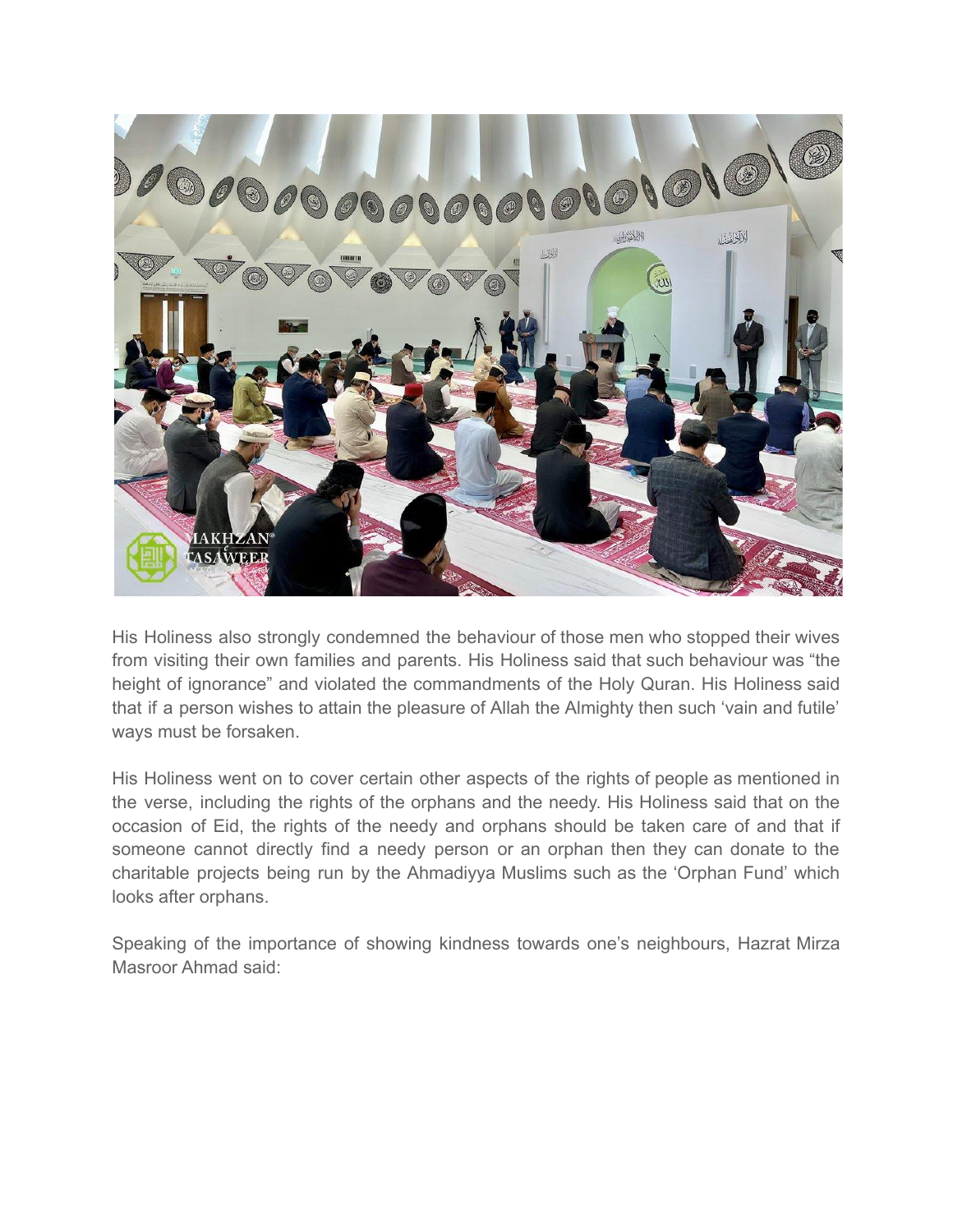His Holiness also strongly condemned the behaviour of those men who stopped their wives from visiting their own families and parents. His Holiness said that such behaviour was "the height of ignorance" and violated the commandments of the Holy Quran. His Holiness said that if a person wishes to attain the pleasure of Allah the Almighty then such 'vain and futile' ways must be forsaken.

His Holiness went on to cover certain other aspects of the rights of people as mentioned in the verse, including the rights of the orphans and the needy. His Holiness said that on the occasion of Eid, the rights of the needy and orphans should be taken care of and that if someone cannot directly find a needy person or an orphan then they can donate to the charitable projects being run by the Ahmadiyya Muslims such as the 'Orphan Fund' which looks after orphans.

Speaking of the importance of showing kindness towards one's neighbours, Hazrat Mirza Masroor Ahmad said: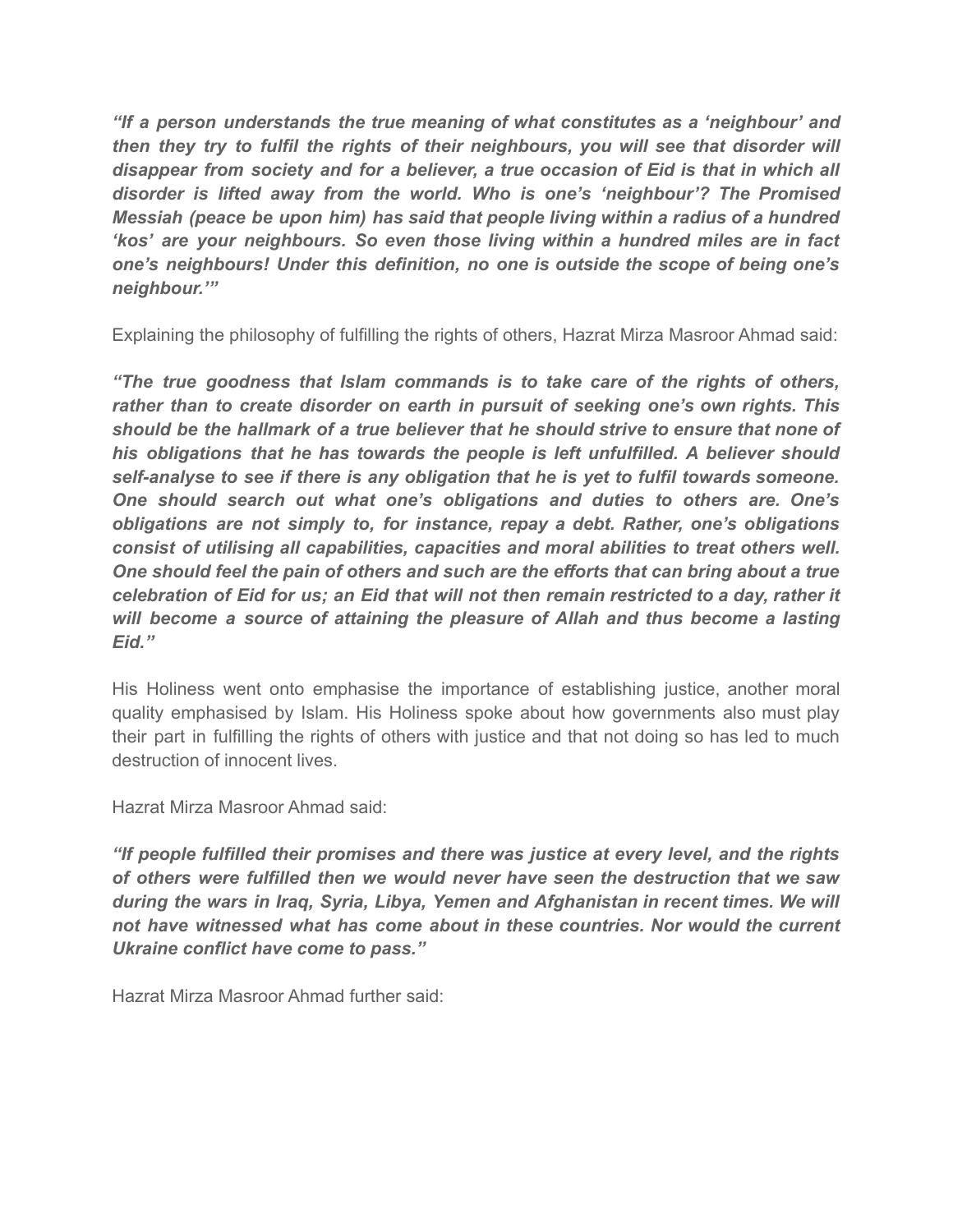***"If a person understands the true meaning of what constitutes as a 'neighbour' and then they try to fulfil the rights of their neighbours, you will see that disorder will disappear from society and for a believer, a true occasion of Eid is that in which all disorder is lifted away from the world. Who is one's 'neighbour'? The Promised Messiah (peace be upon him) has said that people living within a radius of a hundred 'kos' are your neighbours. So even those living within a hundred miles are in fact one's neighbours! Under this definition, no one is outside the scope of being one's neighbour.'"***

Explaining the philosophy of fulfilling the rights of others, Hazrat Mirza Masroor Ahmad said:

***"The true goodness that Islam commands is to take care of the rights of others, rather than to create disorder on earth in pursuit of seeking one's own rights. This should be the hallmark of a true believer that he should strive to ensure that none of his obligations that he has towards the people is left unfulfilled. A believer should self-analyse to see if there is any obligation that he is yet to fulfil towards someone. One should search out what one's obligations and duties to others are. One's obligations are not simply to, for instance, repay a debt. Rather, one's obligations consist of utilising all capabilities, capacities and moral abilities to treat others well. One should feel the pain of others and such are the efforts that can bring about a true celebration of Eid for us; an Eid that will not then remain restricted to a day, rather it will become a source of attaining the pleasure of Allah and thus become a lasting Eid."***

His Holiness went onto emphasise the importance of establishing justice, another moral quality emphasised by Islam. His Holiness spoke about how governments also must play their part in fulfilling the rights of others with justice and that not doing so has led to much destruction of innocent lives.

Hazrat Mirza Masroor Ahmad said:

***"If people fulfilled their promises and there was justice at every level, and the rights of others were fulfilled then we would never have seen the destruction that we saw during the wars in Iraq, Syria, Libya, Yemen and Afghanistan in recent times. We will not have witnessed what has come about in these countries. Nor would the current Ukraine conflict have come to pass."***

Hazrat Mirza Masroor Ahmad further said: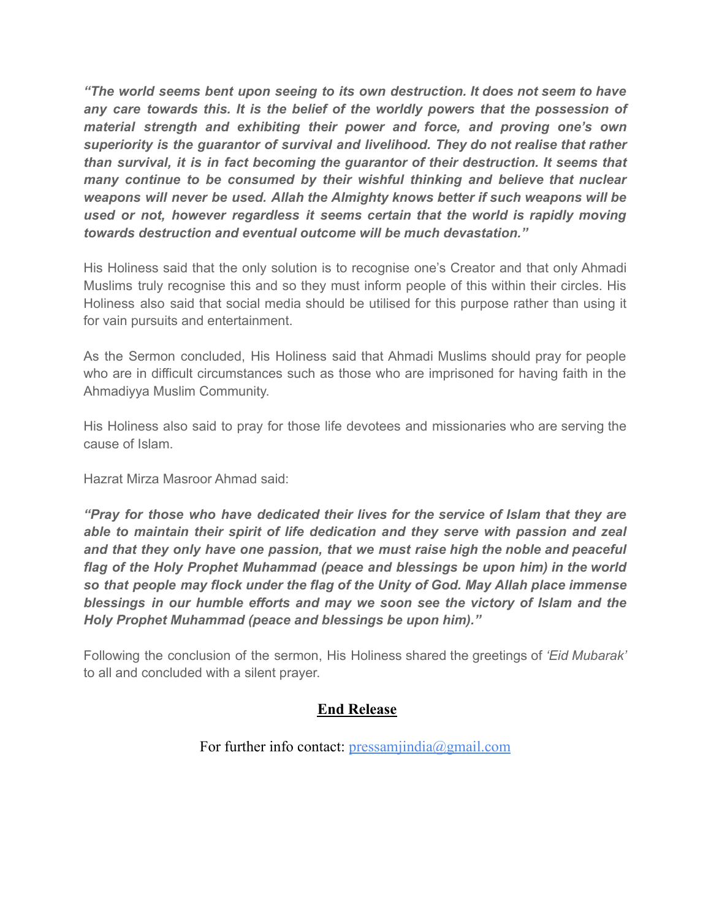***"The world seems bent upon seeing to its own destruction. It does not seem to have any care towards this. It is the belief of the worldly powers that the possession of material strength and exhibiting their power and force, and proving one's own superiority is the guarantor of survival and livelihood. They do not realise that rather than survival, it is in fact becoming the guarantor of their destruction. It seems that many continue to be consumed by their wishful thinking and believe that nuclear weapons will never be used. Allah the Almighty knows better if such weapons will be used or not, however regardless it seems certain that the world is rapidly moving towards destruction and eventual outcome will be much devastation."***

His Holiness said that the only solution is to recognise one's Creator and that only Ahmadi Muslims truly recognise this and so they must inform people of this within their circles. His Holiness also said that social media should be utilised for this purpose rather than using it for vain pursuits and entertainment.

As the Sermon concluded, His Holiness said that Ahmadi Muslims should pray for people who are in difficult circumstances such as those who are imprisoned for having faith in the Ahmadiyya Muslim Community.

His Holiness also said to pray for those life devotees and missionaries who are serving the cause of Islam.

Hazrat Mirza Masroor Ahmad said:

***"Pray for those who have dedicated their lives for the service of Islam that they are able to maintain their spirit of life dedication and they serve with passion and zeal and that they only have one passion, that we must raise high the noble and peaceful flag of the Holy Prophet Muhammad (peace and blessings be upon him) in the world so that people may flock under the flag of the Unity of God. May Allah place immense blessings in our humble efforts and may we soon see the victory of Islam and the Holy Prophet Muhammad (peace and blessings be upon him)."***

Following the conclusion of the sermon, His Holiness shared the greetings of *'Eid Mubarak'* to all and concluded with a silent prayer.

**End Release**

For further info contact: pressamjindia@gmail.com